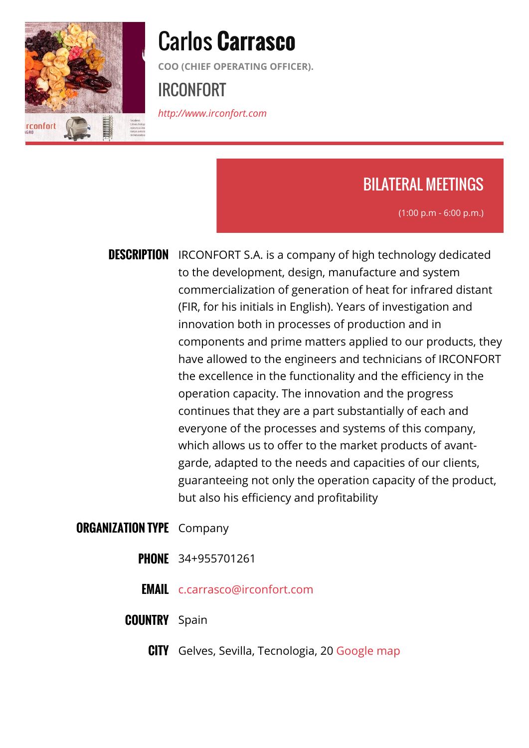# Carlos Carrasco

COO (CHIEF OPERATING OFFICER).

## IRCONFORT

*http://www.irconfort.com*

## BILATERAL MEETINGS

(1:00 p.m - 6:00 p.m.)

**DESCRIPTION** IRCONFORT S.A. is a company of high technology dedicated to the development, design, manufacture and system commercialization of generation of heat for infrared distant (FIR, for his initials in English). Years of investigation and innovation both in processes of production and in components and prime matters applied to our products, they have allowed to the engineers and technicians of IRCONFORT the excellence in the functionality and the efficiency in the operation capacity. The innovation and the progress continues that they are a part substantially of each and everyone of the processes and systems of this company, which allows us to offer to the market products of avant-garde, adapted to the needs and capacities of our clients, guaranteeing not only the operation capacity of the product, but also his efficiency and profitability

**ORGANIZATION TYPE** Company

**PHONE** 34+955701261

**EMAIL** c.carrasco@irconfort.com

**COUNTRY** Spain

**CITY** Gelves, Sevilla, Tecnologia, 20 Google map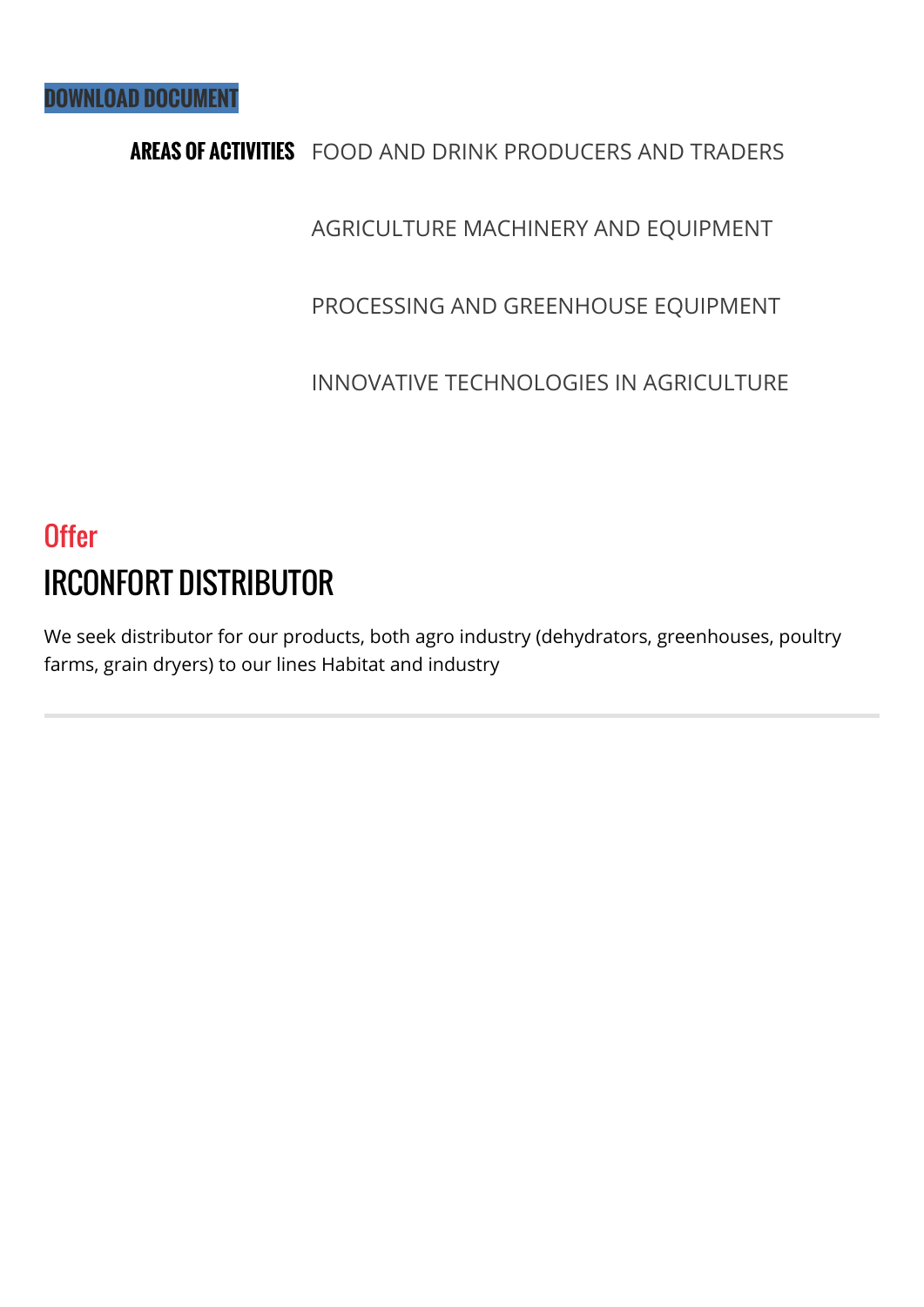DOWNLOAD DOCUMENT

**AREAS OF ACTIVITIES** FOOD AND DRINK PRODUCERS AND TRADERS

AGRICULTURE MACHINERY AND EQUIPMENT

PROCESSING AND GREENHOUSE EQUIPMENT

INNOVATIVE TECHNOLOGIES IN AGRICULTURE

Offer

## IRCONFORT DISTRIBUTOR

We seek distributor for our products, both agro industry (dehydrators, greenhouses, poultry farms, grain dryers) to our lines Habitat and industry

---